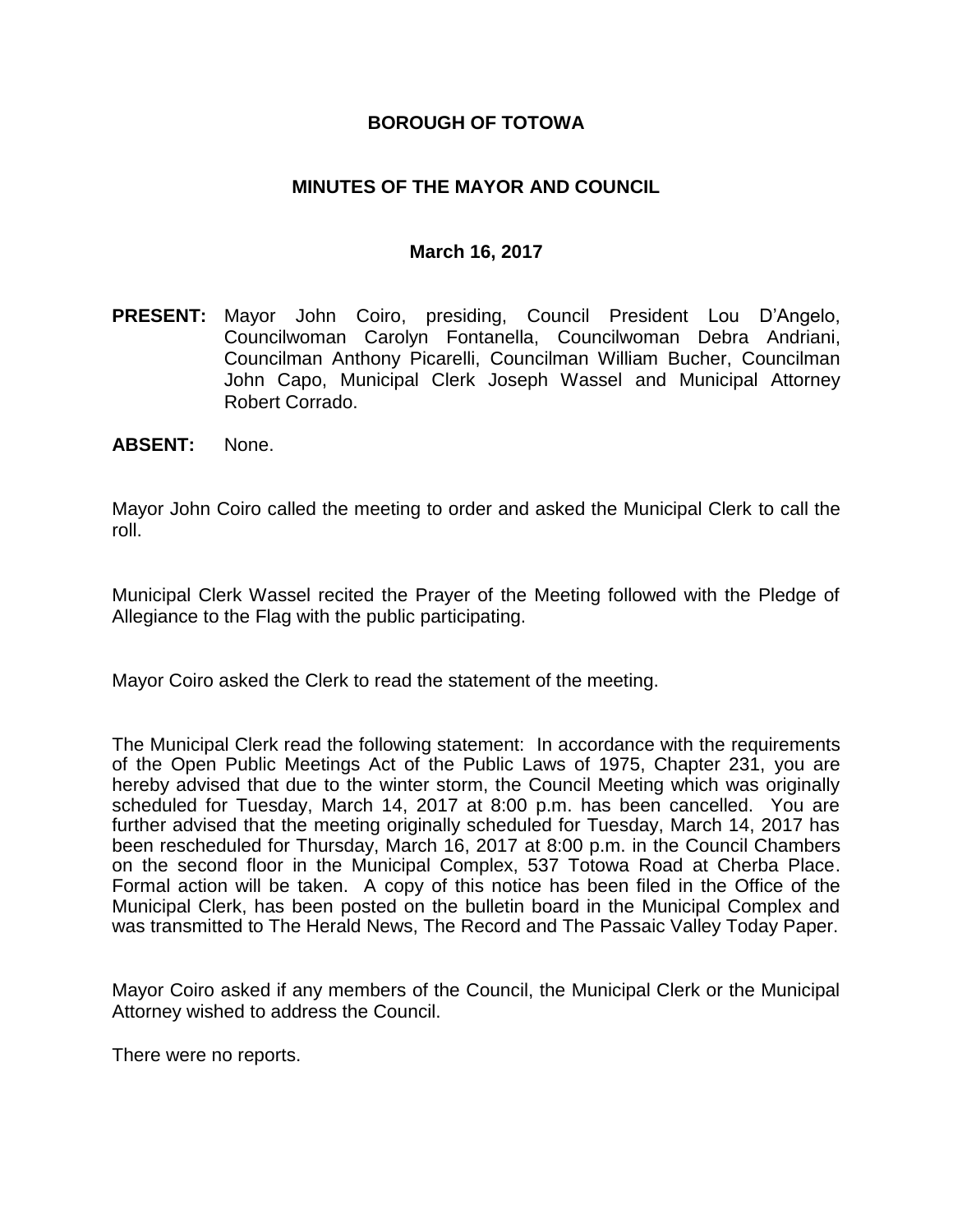# BOROUGH OF TOTOWA

## MINUTES OF THE MAYOR AND COUNCIL

### March 16, 2017

**PRESENT:** Mayor John Coiro, presiding, Council President Lou D'Angelo, Councilwoman Carolyn Fontanella, Councilwoman Debra Andriani, Councilman Anthony Picarelli, Councilman William Bucher, Councilman John Capo, Municipal Clerk Joseph Wassel and Municipal Attorney Robert Corrado.

**ABSENT:** None.

Mayor John Coiro called the meeting to order and asked the Municipal Clerk to call the roll.

Municipal Clerk Wassel recited the Prayer of the Meeting followed with the Pledge of Allegiance to the Flag with the public participating.

Mayor Coiro asked the Clerk to read the statement of the meeting.

The Municipal Clerk read the following statement: In accordance with the requirements of the Open Public Meetings Act of the Public Laws of 1975, Chapter 231, you are hereby advised that due to the winter storm, the Council Meeting which was originally scheduled for Tuesday, March 14, 2017 at 8:00 p.m. has been cancelled. You are further advised that the meeting originally scheduled for Tuesday, March 14, 2017 has been rescheduled for Thursday, March 16, 2017 at 8:00 p.m. in the Council Chambers on the second floor in the Municipal Complex, 537 Totowa Road at Cherba Place. Formal action will be taken. A copy of this notice has been filed in the Office of the Municipal Clerk, has been posted on the bulletin board in the Municipal Complex and was transmitted to The Herald News, The Record and The Passaic Valley Today Paper.

Mayor Coiro asked if any members of the Council, the Municipal Clerk or the Municipal Attorney wished to address the Council.

There were no reports.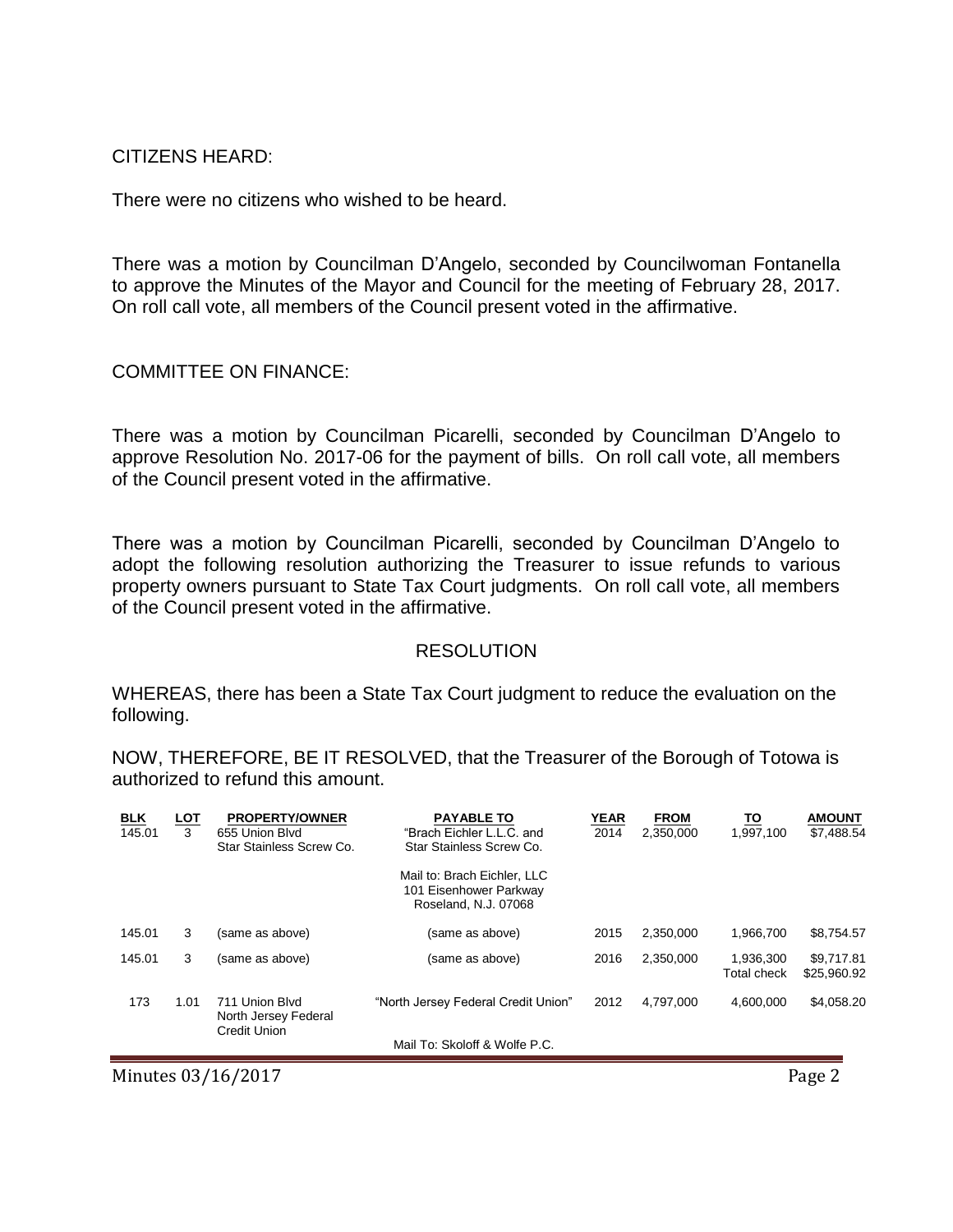CITIZENS HEARD:

There were no citizens who wished to be heard.

There was a motion by Councilman D'Angelo, seconded by Councilwoman Fontanella to approve the Minutes of the Mayor and Council for the meeting of February 28, 2017. On roll call vote, all members of the Council present voted in the affirmative.

COMMITTEE ON FINANCE:

There was a motion by Councilman Picarelli, seconded by Councilman D'Angelo to approve Resolution No. 2017-06 for the payment of bills. On roll call vote, all members of the Council present voted in the affirmative.

There was a motion by Councilman Picarelli, seconded by Councilman D'Angelo to adopt the following resolution authorizing the Treasurer to issue refunds to various property owners pursuant to State Tax Court judgments. On roll call vote, all members of the Council present voted in the affirmative.

RESOLUTION

WHEREAS, there has been a State Tax Court judgment to reduce the evaluation on the following.

NOW, THEREFORE, BE IT RESOLVED, that the Treasurer of the Borough of Totowa is authorized to refund this amount.

| BLK | LOT | PROPERTY/OWNER | PAYABLE TO | YEAR | FROM | TO | AMOUNT |
|---|---|---|---|---|---|---|---|
| 145.01 | 3 | 655 Union Blvd Star Stainless Screw Co. | "Brach Eichler L.L.C. and Star Stainless Screw Co. Mail to: Brach Eichler, LLC 101 Eisenhower Parkway Roseland, N.J. 07068 | 2014 | 2,350,000 | 1,997,100 | $7,488.54 |
| 145.01 | 3 | (same as above) | (same as above) | 2015 | 2,350,000 | 1,966,700 | $8,754.57 |
| 145.01 | 3 | (same as above) | (same as above) | 2016 | 2,350,000 | 1,936,300 | $9,717.81 |
| | | | | | | Total check | $25,960.92 |
| 173 | 1.01 | 711 Union Blvd North Jersey Federal Credit Union | "North Jersey Federal Credit Union" Mail To: Skoloff & Wolfe P.C. | 2012 | 4,797,000 | 4,600,000 | $4,058.20 |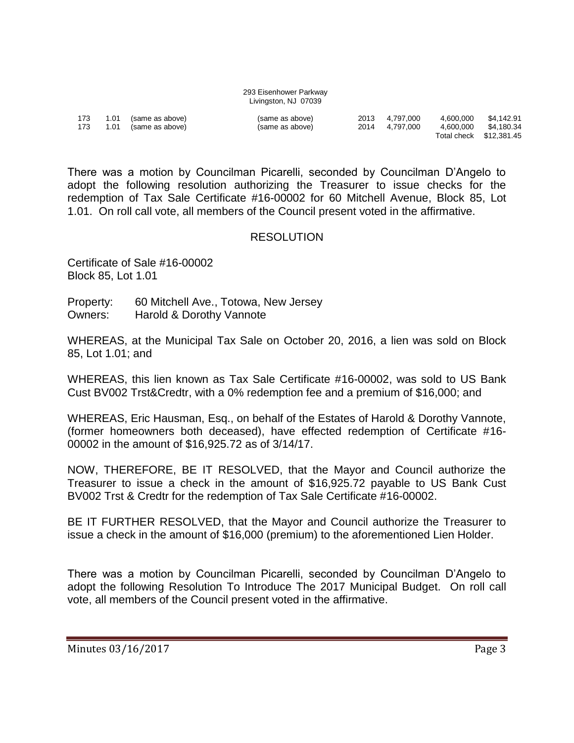293 Eisenhower Parkway
Livingston, NJ 07039

| | | | | | | | |
|---|---|---|---|---|---|---|---|
| 173 | 1.01 | (same as above) | (same as above) | 2013 | 4,797,000 | 4,600,000 | $4,142.91 |
| 173 | 1.01 | (same as above) | (same as above) | 2014 | 4,797,000 | 4,600,000 | $4,180.34 |
| | | | | | | Total check | $12,381.45 |

There was a motion by Councilman Picarelli, seconded by Councilman D'Angelo to adopt the following resolution authorizing the Treasurer to issue checks for the redemption of Tax Sale Certificate #16-00002 for 60 Mitchell Avenue, Block 85, Lot 1.01. On roll call vote, all members of the Council present voted in the affirmative.

## RESOLUTION

Certificate of Sale #16-00002
Block 85, Lot 1.01

Property: 60 Mitchell Ave., Totowa, New Jersey
Owners: Harold & Dorothy Vannote

WHEREAS, at the Municipal Tax Sale on October 20, 2016, a lien was sold on Block 85, Lot 1.01; and

WHEREAS, this lien known as Tax Sale Certificate #16-00002, was sold to US Bank Cust BV002 Trst&Credtr, with a 0% redemption fee and a premium of $16,000; and

WHEREAS, Eric Hausman, Esq., on behalf of the Estates of Harold & Dorothy Vannote, (former homeowners both deceased), have effected redemption of Certificate #16-00002 in the amount of $16,925.72 as of 3/14/17.

NOW, THEREFORE, BE IT RESOLVED, that the Mayor and Council authorize the Treasurer to issue a check in the amount of $16,925.72 payable to US Bank Cust BV002 Trst & Credtr for the redemption of Tax Sale Certificate #16-00002.

BE IT FURTHER RESOLVED, that the Mayor and Council authorize the Treasurer to issue a check in the amount of $16,000 (premium) to the aforementioned Lien Holder.

There was a motion by Councilman Picarelli, seconded by Councilman D'Angelo to adopt the following Resolution To Introduce The 2017 Municipal Budget. On roll call vote, all members of the Council present voted in the affirmative.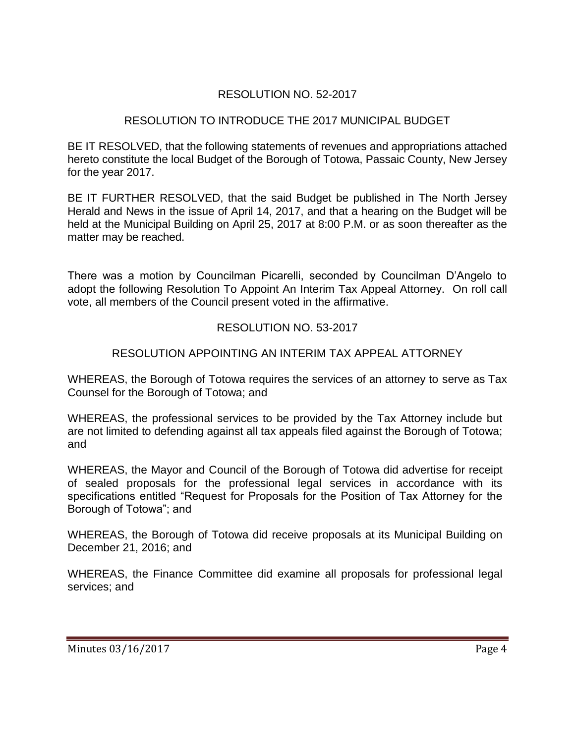RESOLUTION NO. 52-2017

RESOLUTION TO INTRODUCE THE 2017 MUNICIPAL BUDGET

BE IT RESOLVED, that the following statements of revenues and appropriations attached hereto constitute the local Budget of the Borough of Totowa, Passaic County, New Jersey for the year 2017.

BE IT FURTHER RESOLVED, that the said Budget be published in The North Jersey Herald and News in the issue of April 14, 2017, and that a hearing on the Budget will be held at the Municipal Building on April 25, 2017 at 8:00 P.M. or as soon thereafter as the matter may be reached.

There was a motion by Councilman Picarelli, seconded by Councilman D'Angelo to adopt the following Resolution To Appoint An Interim Tax Appeal Attorney. On roll call vote, all members of the Council present voted in the affirmative.

RESOLUTION NO. 53-2017

RESOLUTION APPOINTING AN INTERIM TAX APPEAL ATTORNEY

WHEREAS, the Borough of Totowa requires the services of an attorney to serve as Tax Counsel for the Borough of Totowa; and

WHEREAS, the professional services to be provided by the Tax Attorney include but are not limited to defending against all tax appeals filed against the Borough of Totowa; and

WHEREAS, the Mayor and Council of the Borough of Totowa did advertise for receipt of sealed proposals for the professional legal services in accordance with its specifications entitled "Request for Proposals for the Position of Tax Attorney for the Borough of Totowa"; and

WHEREAS, the Borough of Totowa did receive proposals at its Municipal Building on December 21, 2016; and

WHEREAS, the Finance Committee did examine all proposals for professional legal services; and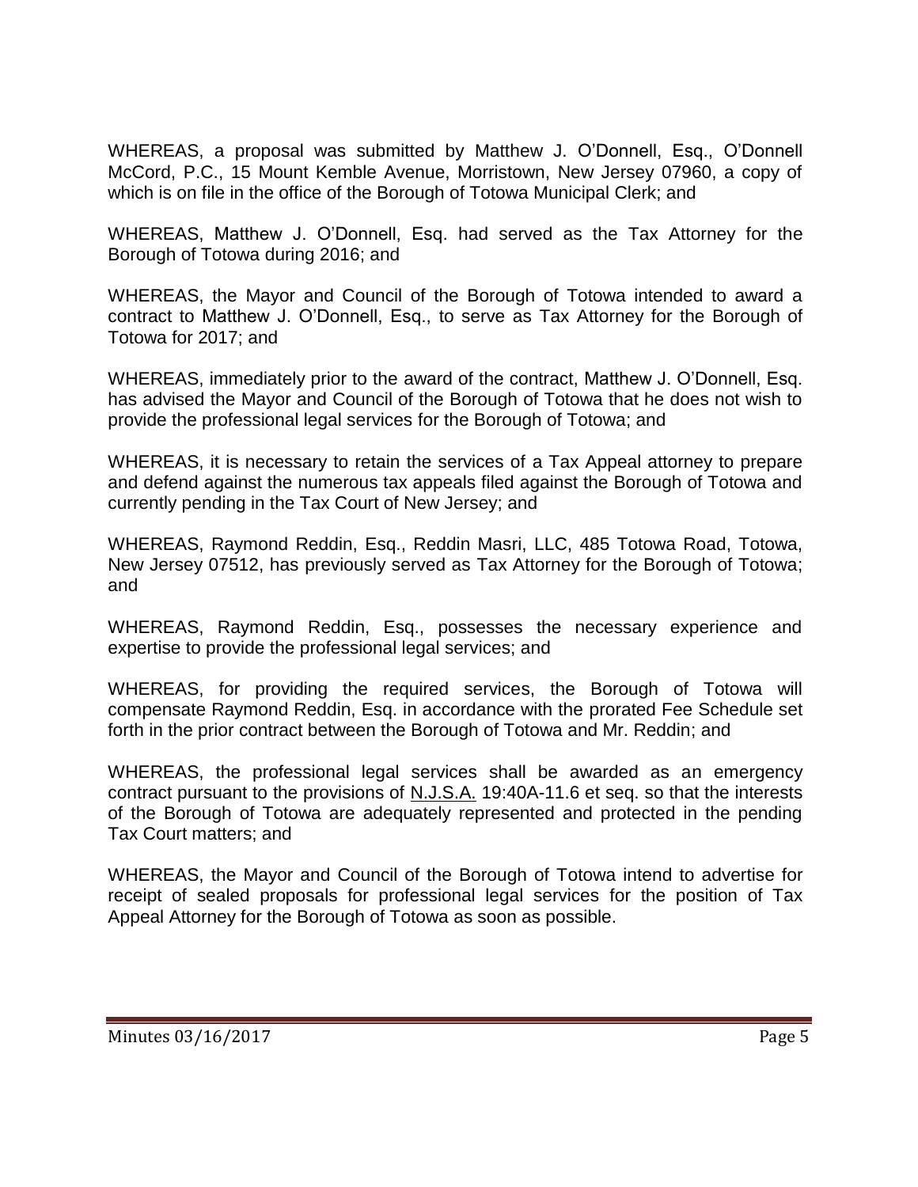WHEREAS, a proposal was submitted by Matthew J. O'Donnell, Esq., O'Donnell McCord, P.C., 15 Mount Kemble Avenue, Morristown, New Jersey 07960, a copy of which is on file in the office of the Borough of Totowa Municipal Clerk; and

WHEREAS, Matthew J. O'Donnell, Esq. had served as the Tax Attorney for the Borough of Totowa during 2016; and

WHEREAS, the Mayor and Council of the Borough of Totowa intended to award a contract to Matthew J. O'Donnell, Esq., to serve as Tax Attorney for the Borough of Totowa for 2017; and

WHEREAS, immediately prior to the award of the contract, Matthew J. O'Donnell, Esq. has advised the Mayor and Council of the Borough of Totowa that he does not wish to provide the professional legal services for the Borough of Totowa; and

WHEREAS, it is necessary to retain the services of a Tax Appeal attorney to prepare and defend against the numerous tax appeals filed against the Borough of Totowa and currently pending in the Tax Court of New Jersey; and

WHEREAS, Raymond Reddin, Esq., Reddin Masri, LLC, 485 Totowa Road, Totowa, New Jersey 07512, has previously served as Tax Attorney for the Borough of Totowa; and

WHEREAS, Raymond Reddin, Esq., possesses the necessary experience and expertise to provide the professional legal services; and

WHEREAS, for providing the required services, the Borough of Totowa will compensate Raymond Reddin, Esq. in accordance with the prorated Fee Schedule set forth in the prior contract between the Borough of Totowa and Mr. Reddin; and

WHEREAS, the professional legal services shall be awarded as an emergency contract pursuant to the provisions of N.J.S.A. 19:40A-11.6 et seq. so that the interests of the Borough of Totowa are adequately represented and protected in the pending Tax Court matters; and

WHEREAS, the Mayor and Council of the Borough of Totowa intend to advertise for receipt of sealed proposals for professional legal services for the position of Tax Appeal Attorney for the Borough of Totowa as soon as possible.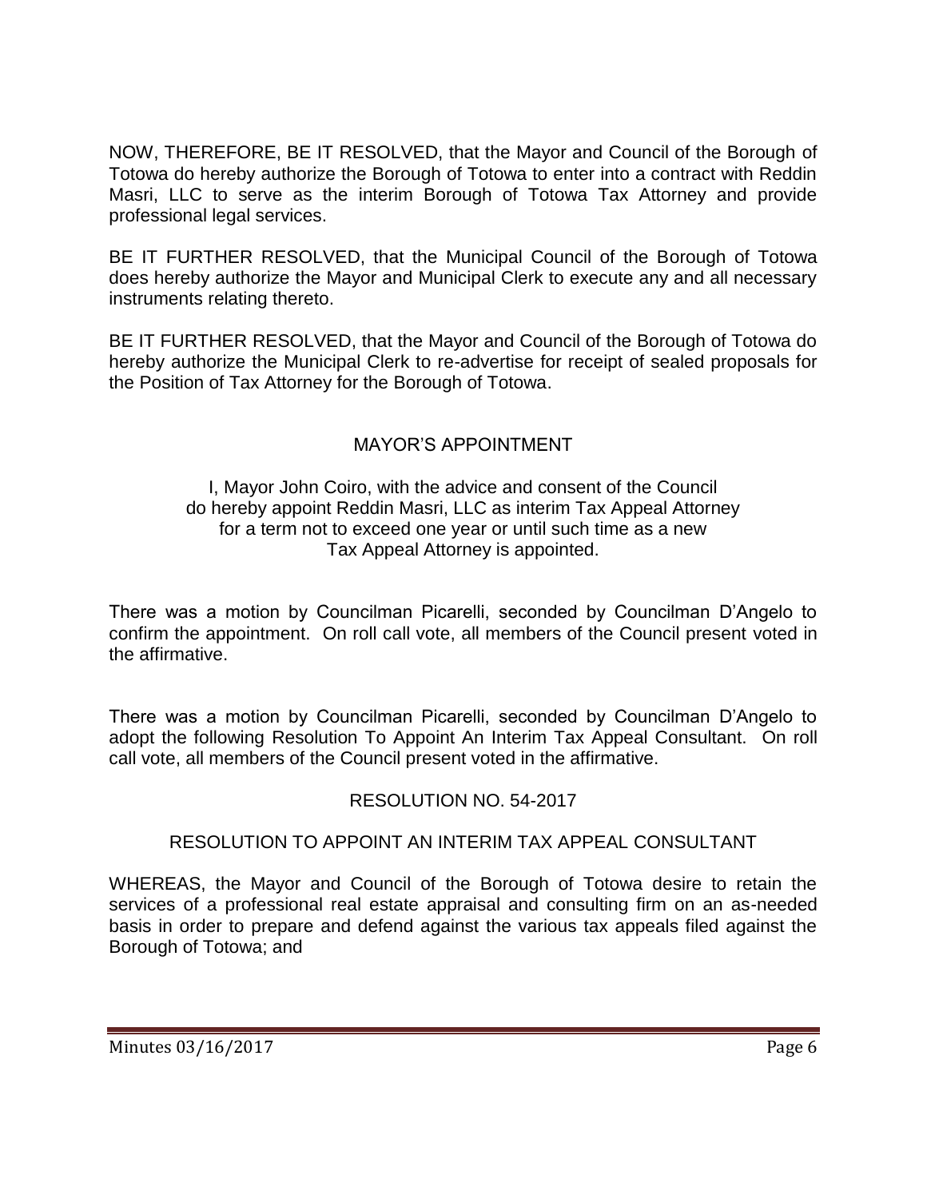NOW, THEREFORE, BE IT RESOLVED, that the Mayor and Council of the Borough of Totowa do hereby authorize the Borough of Totowa to enter into a contract with Reddin Masri, LLC to serve as the interim Borough of Totowa Tax Attorney and provide professional legal services.

BE IT FURTHER RESOLVED, that the Municipal Council of the Borough of Totowa does hereby authorize the Mayor and Municipal Clerk to execute any and all necessary instruments relating thereto.

BE IT FURTHER RESOLVED, that the Mayor and Council of the Borough of Totowa do hereby authorize the Municipal Clerk to re-advertise for receipt of sealed proposals for the Position of Tax Attorney for the Borough of Totowa.

MAYOR'S APPOINTMENT

I, Mayor John Coiro, with the advice and consent of the Council do hereby appoint Reddin Masri, LLC as interim Tax Appeal Attorney for a term not to exceed one year or until such time as a new Tax Appeal Attorney is appointed.

There was a motion by Councilman Picarelli, seconded by Councilman D'Angelo to confirm the appointment. On roll call vote, all members of the Council present voted in the affirmative.

There was a motion by Councilman Picarelli, seconded by Councilman D'Angelo to adopt the following Resolution To Appoint An Interim Tax Appeal Consultant. On roll call vote, all members of the Council present voted in the affirmative.

RESOLUTION NO. 54-2017

RESOLUTION TO APPOINT AN INTERIM TAX APPEAL CONSULTANT

WHEREAS, the Mayor and Council of the Borough of Totowa desire to retain the services of a professional real estate appraisal and consulting firm on an as-needed basis in order to prepare and defend against the various tax appeals filed against the Borough of Totowa; and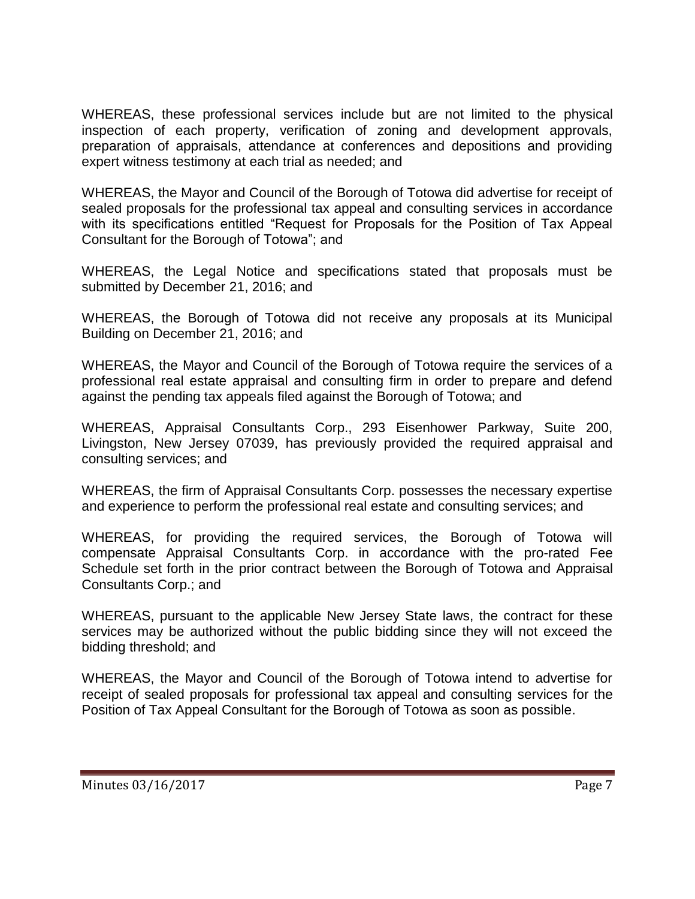WHEREAS, these professional services include but are not limited to the physical inspection of each property, verification of zoning and development approvals, preparation of appraisals, attendance at conferences and depositions and providing expert witness testimony at each trial as needed; and

WHEREAS, the Mayor and Council of the Borough of Totowa did advertise for receipt of sealed proposals for the professional tax appeal and consulting services in accordance with its specifications entitled "Request for Proposals for the Position of Tax Appeal Consultant for the Borough of Totowa"; and

WHEREAS, the Legal Notice and specifications stated that proposals must be submitted by December 21, 2016; and

WHEREAS, the Borough of Totowa did not receive any proposals at its Municipal Building on December 21, 2016; and

WHEREAS, the Mayor and Council of the Borough of Totowa require the services of a professional real estate appraisal and consulting firm in order to prepare and defend against the pending tax appeals filed against the Borough of Totowa; and

WHEREAS, Appraisal Consultants Corp., 293 Eisenhower Parkway, Suite 200, Livingston, New Jersey 07039, has previously provided the required appraisal and consulting services; and

WHEREAS, the firm of Appraisal Consultants Corp. possesses the necessary expertise and experience to perform the professional real estate and consulting services; and

WHEREAS, for providing the required services, the Borough of Totowa will compensate Appraisal Consultants Corp. in accordance with the pro-rated Fee Schedule set forth in the prior contract between the Borough of Totowa and Appraisal Consultants Corp.; and

WHEREAS, pursuant to the applicable New Jersey State laws, the contract for these services may be authorized without the public bidding since they will not exceed the bidding threshold; and

WHEREAS, the Mayor and Council of the Borough of Totowa intend to advertise for receipt of sealed proposals for professional tax appeal and consulting services for the Position of Tax Appeal Consultant for the Borough of Totowa as soon as possible.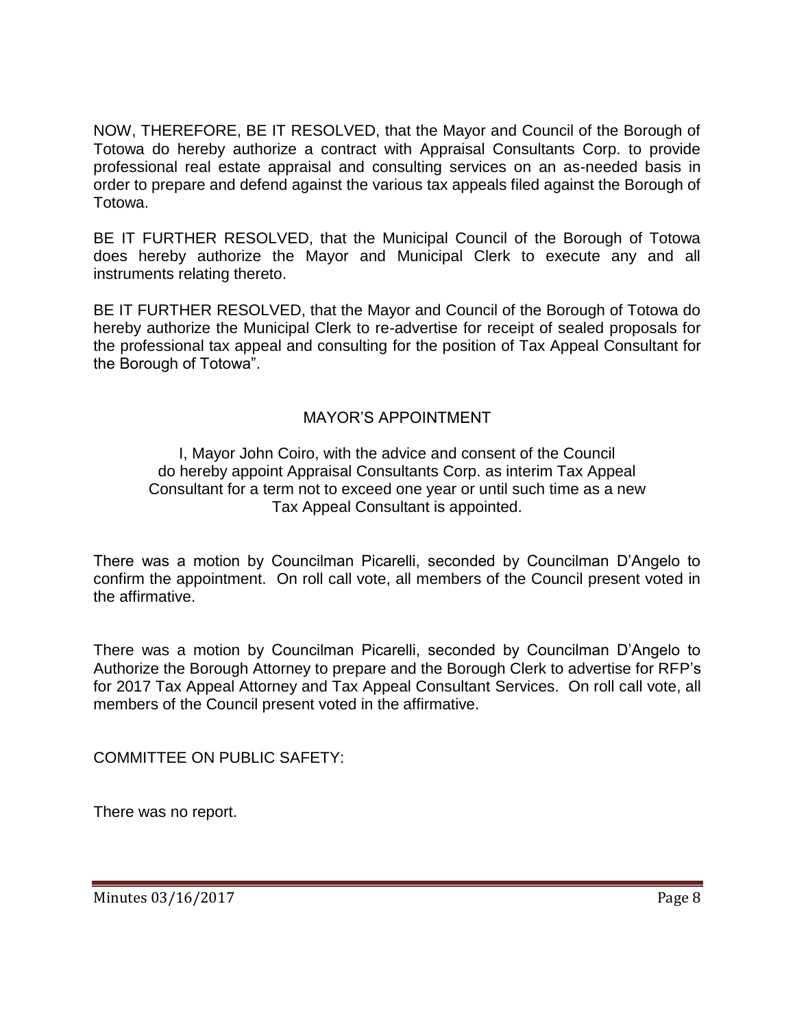NOW, THEREFORE, BE IT RESOLVED, that the Mayor and Council of the Borough of Totowa do hereby authorize a contract with Appraisal Consultants Corp. to provide professional real estate appraisal and consulting services on an as-needed basis in order to prepare and defend against the various tax appeals filed against the Borough of Totowa.

BE IT FURTHER RESOLVED, that the Municipal Council of the Borough of Totowa does hereby authorize the Mayor and Municipal Clerk to execute any and all instruments relating thereto.

BE IT FURTHER RESOLVED, that the Mayor and Council of the Borough of Totowa do hereby authorize the Municipal Clerk to re-advertise for receipt of sealed proposals for the professional tax appeal and consulting for the position of Tax Appeal Consultant for the Borough of Totowa".

MAYOR'S APPOINTMENT

I, Mayor John Coiro, with the advice and consent of the Council do hereby appoint Appraisal Consultants Corp. as interim Tax Appeal Consultant for a term not to exceed one year or until such time as a new Tax Appeal Consultant is appointed.

There was a motion by Councilman Picarelli, seconded by Councilman D'Angelo to confirm the appointment. On roll call vote, all members of the Council present voted in the affirmative.

There was a motion by Councilman Picarelli, seconded by Councilman D'Angelo to Authorize the Borough Attorney to prepare and the Borough Clerk to advertise for RFP's for 2017 Tax Appeal Attorney and Tax Appeal Consultant Services. On roll call vote, all members of the Council present voted in the affirmative.

COMMITTEE ON PUBLIC SAFETY:

There was no report.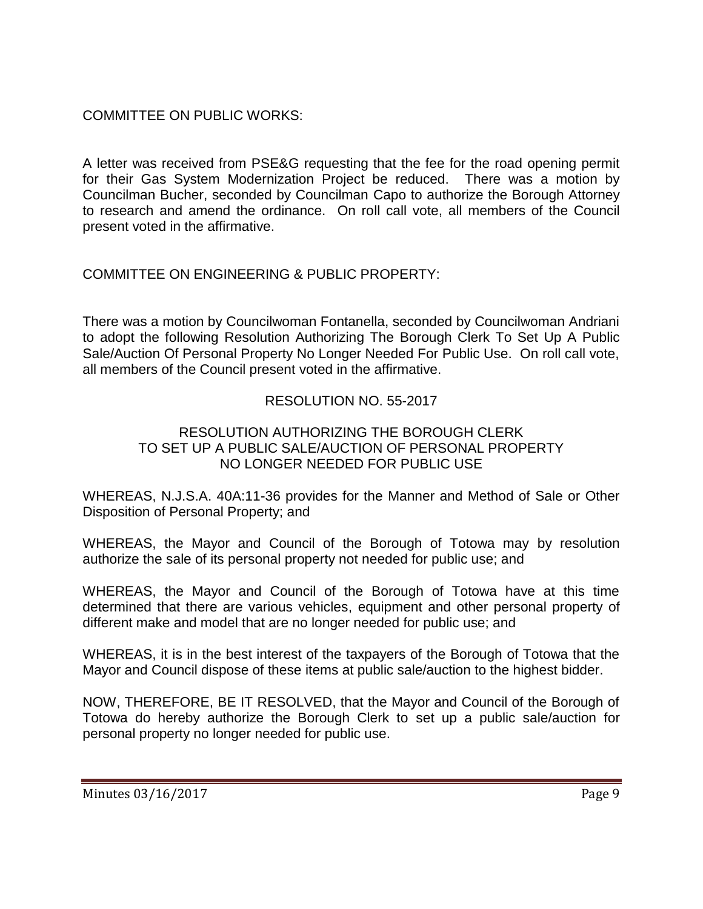COMMITTEE ON PUBLIC WORKS:

A letter was received from PSE&G requesting that the fee for the road opening permit for their Gas System Modernization Project be reduced. There was a motion by Councilman Bucher, seconded by Councilman Capo to authorize the Borough Attorney to research and amend the ordinance. On roll call vote, all members of the Council present voted in the affirmative.

COMMITTEE ON ENGINEERING & PUBLIC PROPERTY:

There was a motion by Councilwoman Fontanella, seconded by Councilwoman Andriani to adopt the following Resolution Authorizing The Borough Clerk To Set Up A Public Sale/Auction Of Personal Property No Longer Needed For Public Use. On roll call vote, all members of the Council present voted in the affirmative.

RESOLUTION NO. 55-2017

RESOLUTION AUTHORIZING THE BOROUGH CLERK TO SET UP A PUBLIC SALE/AUCTION OF PERSONAL PROPERTY NO LONGER NEEDED FOR PUBLIC USE

WHEREAS, N.J.S.A. 40A:11-36 provides for the Manner and Method of Sale or Other Disposition of Personal Property; and

WHEREAS, the Mayor and Council of the Borough of Totowa may by resolution authorize the sale of its personal property not needed for public use; and

WHEREAS, the Mayor and Council of the Borough of Totowa have at this time determined that there are various vehicles, equipment and other personal property of different make and model that are no longer needed for public use; and

WHEREAS, it is in the best interest of the taxpayers of the Borough of Totowa that the Mayor and Council dispose of these items at public sale/auction to the highest bidder.

NOW, THEREFORE, BE IT RESOLVED, that the Mayor and Council of the Borough of Totowa do hereby authorize the Borough Clerk to set up a public sale/auction for personal property no longer needed for public use.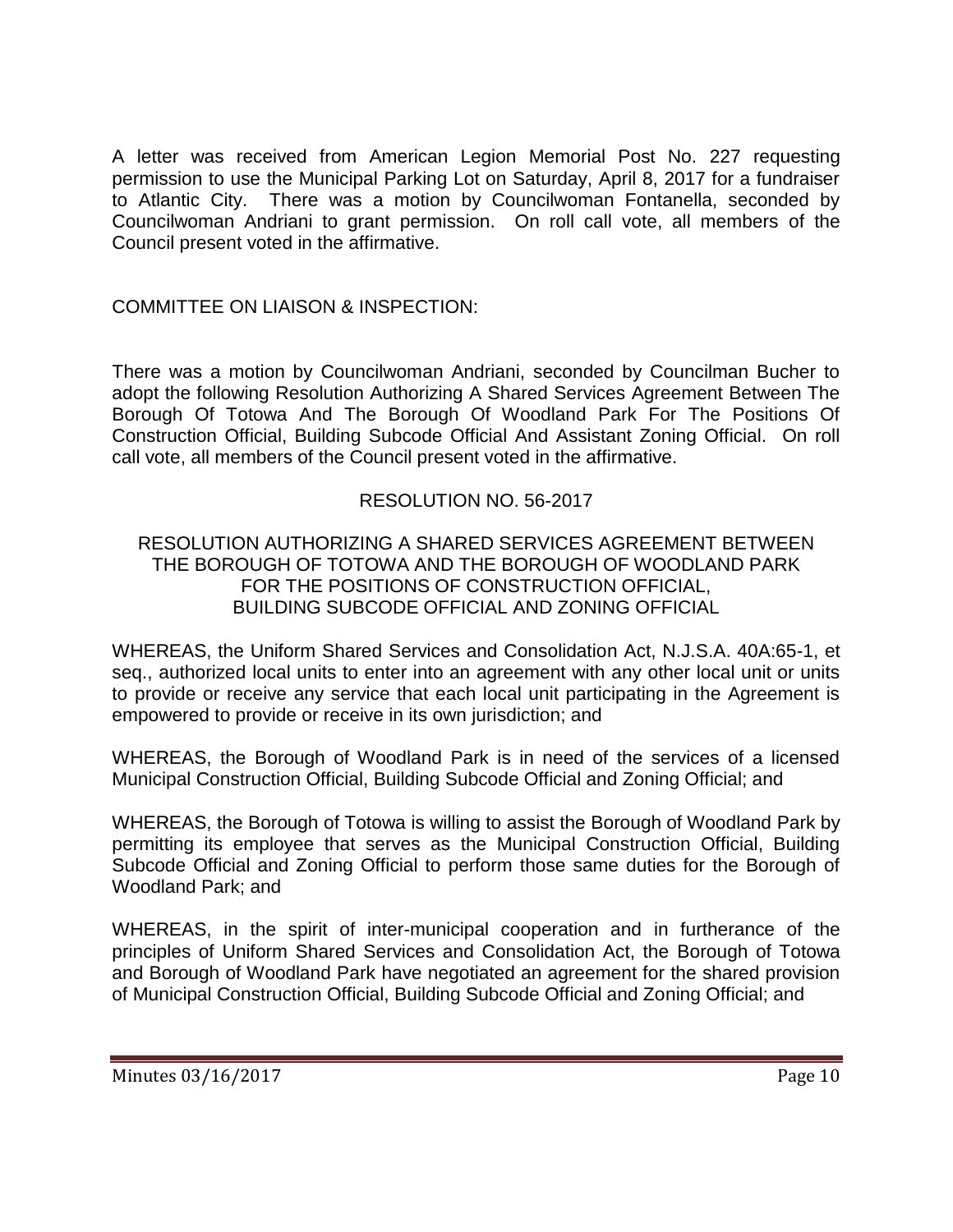A letter was received from American Legion Memorial Post No. 227 requesting permission to use the Municipal Parking Lot on Saturday, April 8, 2017 for a fundraiser to Atlantic City. There was a motion by Councilwoman Fontanella, seconded by Councilwoman Andriani to grant permission. On roll call vote, all members of the Council present voted in the affirmative.

COMMITTEE ON LIAISON & INSPECTION:

There was a motion by Councilwoman Andriani, seconded by Councilman Bucher to adopt the following Resolution Authorizing A Shared Services Agreement Between The Borough Of Totowa And The Borough Of Woodland Park For The Positions Of Construction Official, Building Subcode Official And Assistant Zoning Official. On roll call vote, all members of the Council present voted in the affirmative.

RESOLUTION NO. 56-2017

RESOLUTION AUTHORIZING A SHARED SERVICES AGREEMENT BETWEEN THE BOROUGH OF TOTOWA AND THE BOROUGH OF WOODLAND PARK FOR THE POSITIONS OF CONSTRUCTION OFFICIAL, BUILDING SUBCODE OFFICIAL AND ZONING OFFICIAL

WHEREAS, the Uniform Shared Services and Consolidation Act, N.J.S.A. 40A:65-1, et seq., authorized local units to enter into an agreement with any other local unit or units to provide or receive any service that each local unit participating in the Agreement is empowered to provide or receive in its own jurisdiction; and

WHEREAS, the Borough of Woodland Park is in need of the services of a licensed Municipal Construction Official, Building Subcode Official and Zoning Official; and

WHEREAS, the Borough of Totowa is willing to assist the Borough of Woodland Park by permitting its employee that serves as the Municipal Construction Official, Building Subcode Official and Zoning Official to perform those same duties for the Borough of Woodland Park; and

WHEREAS, in the spirit of inter-municipal cooperation and in furtherance of the principles of Uniform Shared Services and Consolidation Act, the Borough of Totowa and Borough of Woodland Park have negotiated an agreement for the shared provision of Municipal Construction Official, Building Subcode Official and Zoning Official; and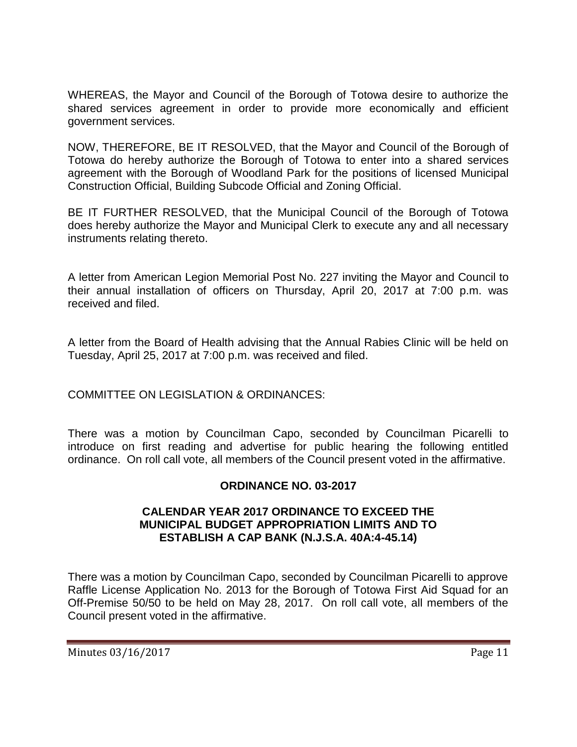WHEREAS, the Mayor and Council of the Borough of Totowa desire to authorize the shared services agreement in order to provide more economically and efficient government services.

NOW, THEREFORE, BE IT RESOLVED, that the Mayor and Council of the Borough of Totowa do hereby authorize the Borough of Totowa to enter into a shared services agreement with the Borough of Woodland Park for the positions of licensed Municipal Construction Official, Building Subcode Official and Zoning Official.

BE IT FURTHER RESOLVED, that the Municipal Council of the Borough of Totowa does hereby authorize the Mayor and Municipal Clerk to execute any and all necessary instruments relating thereto.

A letter from American Legion Memorial Post No. 227 inviting the Mayor and Council to their annual installation of officers on Thursday, April 20, 2017 at 7:00 p.m. was received and filed.

A letter from the Board of Health advising that the Annual Rabies Clinic will be held on Tuesday, April 25, 2017 at 7:00 p.m. was received and filed.

COMMITTEE ON LEGISLATION & ORDINANCES:

There was a motion by Councilman Capo, seconded by Councilman Picarelli to introduce on first reading and advertise for public hearing the following entitled ordinance. On roll call vote, all members of the Council present voted in the affirmative.

**ORDINANCE NO. 03-2017**

**CALENDAR YEAR 2017 ORDINANCE TO EXCEED THE MUNICIPAL BUDGET APPROPRIATION LIMITS AND TO ESTABLISH A CAP BANK (N.J.S.A. 40A:4-45.14)**

There was a motion by Councilman Capo, seconded by Councilman Picarelli to approve Raffle License Application No. 2013 for the Borough of Totowa First Aid Squad for an Off-Premise 50/50 to be held on May 28, 2017. On roll call vote, all members of the Council present voted in the affirmative.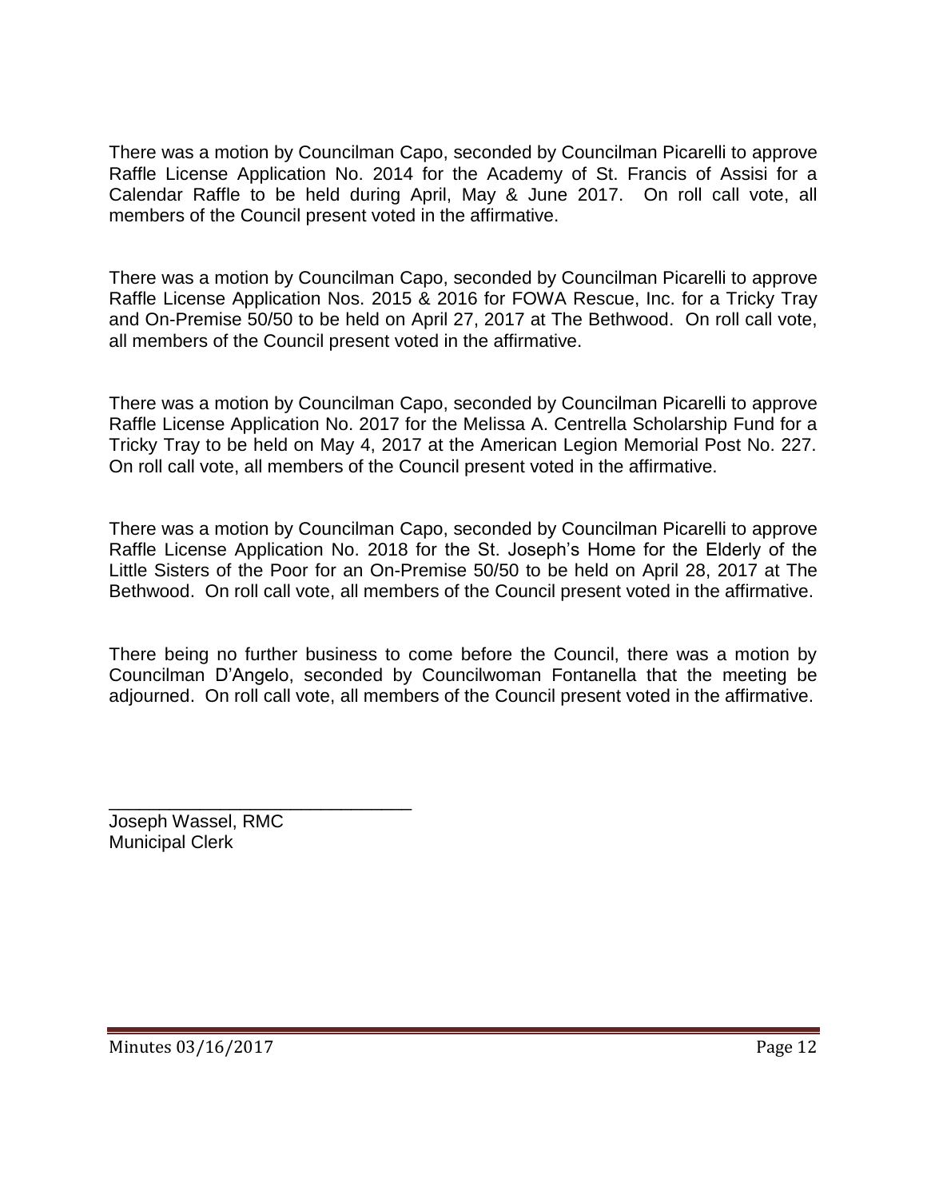There was a motion by Councilman Capo, seconded by Councilman Picarelli to approve Raffle License Application No. 2014 for the Academy of St. Francis of Assisi for a Calendar Raffle to be held during April, May & June 2017. On roll call vote, all members of the Council present voted in the affirmative.

There was a motion by Councilman Capo, seconded by Councilman Picarelli to approve Raffle License Application Nos. 2015 & 2016 for FOWA Rescue, Inc. for a Tricky Tray and On-Premise 50/50 to be held on April 27, 2017 at The Bethwood. On roll call vote, all members of the Council present voted in the affirmative.

There was a motion by Councilman Capo, seconded by Councilman Picarelli to approve Raffle License Application No. 2017 for the Melissa A. Centrella Scholarship Fund for a Tricky Tray to be held on May 4, 2017 at the American Legion Memorial Post No. 227. On roll call vote, all members of the Council present voted in the affirmative.

There was a motion by Councilman Capo, seconded by Councilman Picarelli to approve Raffle License Application No. 2018 for the St. Joseph's Home for the Elderly of the Little Sisters of the Poor for an On-Premise 50/50 to be held on April 28, 2017 at The Bethwood. On roll call vote, all members of the Council present voted in the affirmative.

There being no further business to come before the Council, there was a motion by Councilman D'Angelo, seconded by Councilwoman Fontanella that the meeting be adjourned. On roll call vote, all members of the Council present voted in the affirmative.

_______________________________

Joseph Wassel, RMC
Municipal Clerk